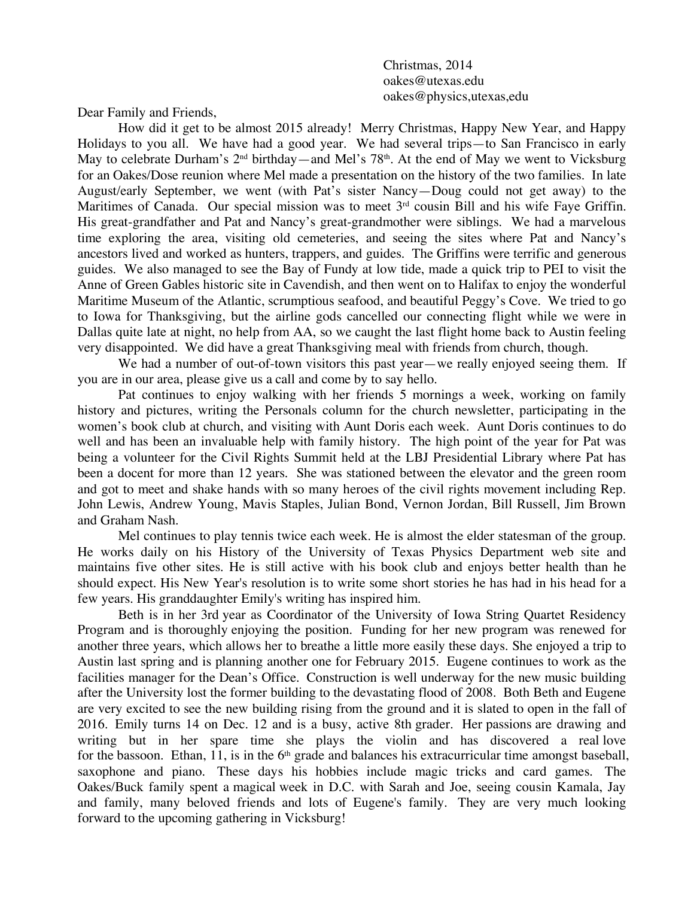Christmas, 2014
oakes@utexas.edu
oakes@physics,utexas,edu

Dear Family and Friends,

How did it get to be almost 2015 already! Merry Christmas, Happy New Year, and Happy Holidays to you all. We have had a good year. We had several trips—to San Francisco in early May to celebrate Durham's 2nd birthday—and Mel's 78th. At the end of May we went to Vicksburg for an Oakes/Dose reunion where Mel made a presentation on the history of the two families. In late August/early September, we went (with Pat's sister Nancy—Doug could not get away) to the Maritimes of Canada. Our special mission was to meet 3rd cousin Bill and his wife Faye Griffin. His great-grandfather and Pat and Nancy's great-grandmother were siblings. We had a marvelous time exploring the area, visiting old cemeteries, and seeing the sites where Pat and Nancy's ancestors lived and worked as hunters, trappers, and guides. The Griffins were terrific and generous guides. We also managed to see the Bay of Fundy at low tide, made a quick trip to PEI to visit the Anne of Green Gables historic site in Cavendish, and then went on to Halifax to enjoy the wonderful Maritime Museum of the Atlantic, scrumptious seafood, and beautiful Peggy's Cove. We tried to go to Iowa for Thanksgiving, but the airline gods cancelled our connecting flight while we were in Dallas quite late at night, no help from AA, so we caught the last flight home back to Austin feeling very disappointed. We did have a great Thanksgiving meal with friends from church, though.

We had a number of out-of-town visitors this past year—we really enjoyed seeing them. If you are in our area, please give us a call and come by to say hello.

Pat continues to enjoy walking with her friends 5 mornings a week, working on family history and pictures, writing the Personals column for the church newsletter, participating in the women's book club at church, and visiting with Aunt Doris each week. Aunt Doris continues to do well and has been an invaluable help with family history. The high point of the year for Pat was being a volunteer for the Civil Rights Summit held at the LBJ Presidential Library where Pat has been a docent for more than 12 years. She was stationed between the elevator and the green room and got to meet and shake hands with so many heroes of the civil rights movement including Rep. John Lewis, Andrew Young, Mavis Staples, Julian Bond, Vernon Jordan, Bill Russell, Jim Brown and Graham Nash.

Mel continues to play tennis twice each week. He is almost the elder statesman of the group. He works daily on his History of the University of Texas Physics Department web site and maintains five other sites. He is still active with his book club and enjoys better health than he should expect. His New Year's resolution is to write some short stories he has had in his head for a few years. His granddaughter Emily's writing has inspired him.

Beth is in her 3rd year as Coordinator of the University of Iowa String Quartet Residency Program and is thoroughly enjoying the position. Funding for her new program was renewed for another three years, which allows her to breathe a little more easily these days. She enjoyed a trip to Austin last spring and is planning another one for February 2015. Eugene continues to work as the facilities manager for the Dean's Office. Construction is well underway for the new music building after the University lost the former building to the devastating flood of 2008. Both Beth and Eugene are very excited to see the new building rising from the ground and it is slated to open in the fall of 2016. Emily turns 14 on Dec. 12 and is a busy, active 8th grader. Her passions are drawing and writing but in her spare time she plays the violin and has discovered a real love for the bassoon. Ethan, 11, is in the 6th grade and balances his extracurricular time amongst baseball, saxophone and piano. These days his hobbies include magic tricks and card games. The Oakes/Buck family spent a magical week in D.C. with Sarah and Joe, seeing cousin Kamala, Jay and family, many beloved friends and lots of Eugene's family. They are very much looking forward to the upcoming gathering in Vicksburg!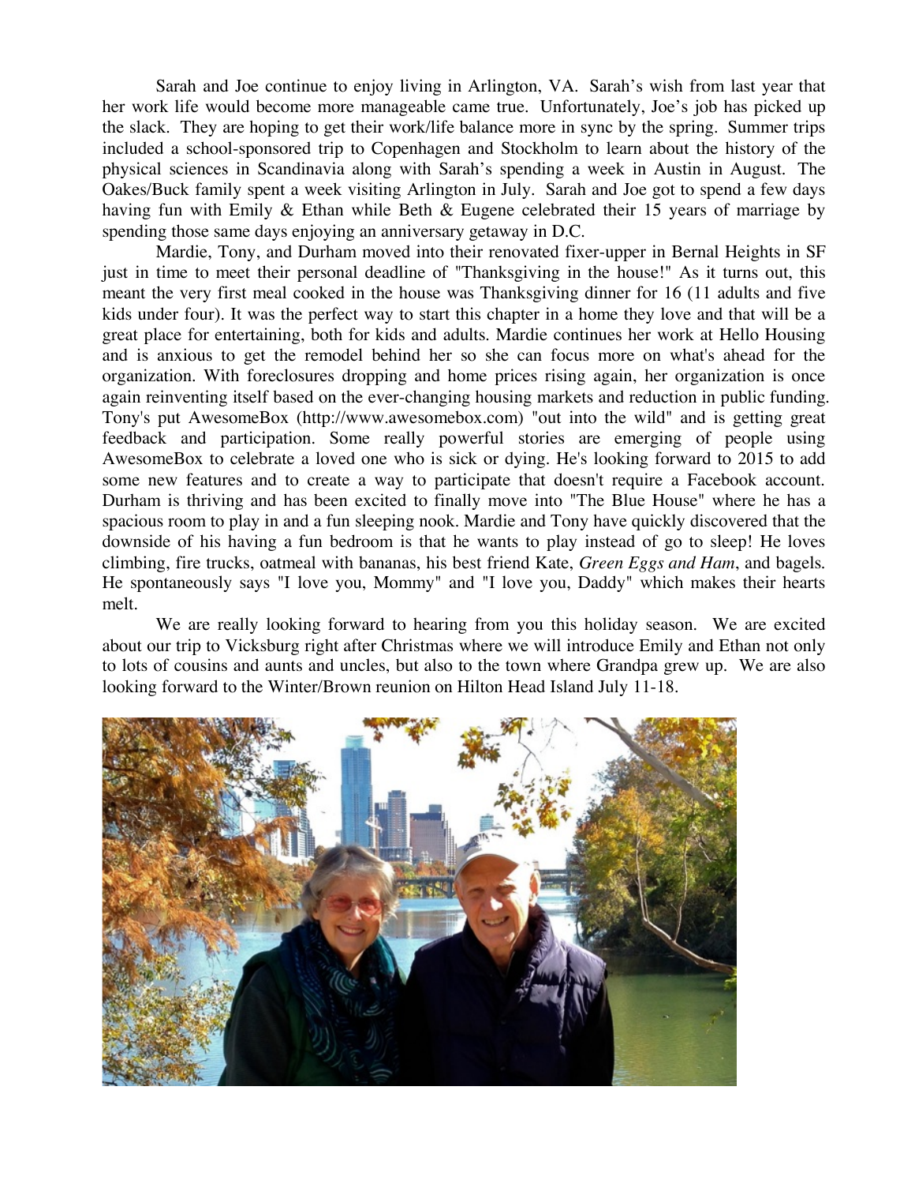Sarah and Joe continue to enjoy living in Arlington, VA. Sarah's wish from last year that her work life would become more manageable came true. Unfortunately, Joe's job has picked up the slack. They are hoping to get their work/life balance more in sync by the spring. Summer trips included a school-sponsored trip to Copenhagen and Stockholm to learn about the history of the physical sciences in Scandinavia along with Sarah's spending a week in Austin in August. The Oakes/Buck family spent a week visiting Arlington in July. Sarah and Joe got to spend a few days having fun with Emily & Ethan while Beth & Eugene celebrated their 15 years of marriage by spending those same days enjoying an anniversary getaway in D.C.

Mardie, Tony, and Durham moved into their renovated fixer-upper in Bernal Heights in SF just in time to meet their personal deadline of "Thanksgiving in the house!" As it turns out, this meant the very first meal cooked in the house was Thanksgiving dinner for 16 (11 adults and five kids under four). It was the perfect way to start this chapter in a home they love and that will be a great place for entertaining, both for kids and adults. Mardie continues her work at Hello Housing and is anxious to get the remodel behind her so she can focus more on what's ahead for the organization. With foreclosures dropping and home prices rising again, her organization is once again reinventing itself based on the ever-changing housing markets and reduction in public funding. Tony's put AwesomeBox (http://www.awesomebox.com) "out into the wild" and is getting great feedback and participation. Some really powerful stories are emerging of people using AwesomeBox to celebrate a loved one who is sick or dying. He's looking forward to 2015 to add some new features and to create a way to participate that doesn't require a Facebook account. Durham is thriving and has been excited to finally move into "The Blue House" where he has a spacious room to play in and a fun sleeping nook. Mardie and Tony have quickly discovered that the downside of his having a fun bedroom is that he wants to play instead of go to sleep! He loves climbing, fire trucks, oatmeal with bananas, his best friend Kate, *Green Eggs and Ham*, and bagels. He spontaneously says "I love you, Mommy" and "I love you, Daddy" which makes their hearts melt.

We are really looking forward to hearing from you this holiday season. We are excited about our trip to Vicksburg right after Christmas where we will introduce Emily and Ethan not only to lots of cousins and aunts and uncles, but also to the town where Grandpa grew up. We are also looking forward to the Winter/Brown reunion on Hilton Head Island July 11-18.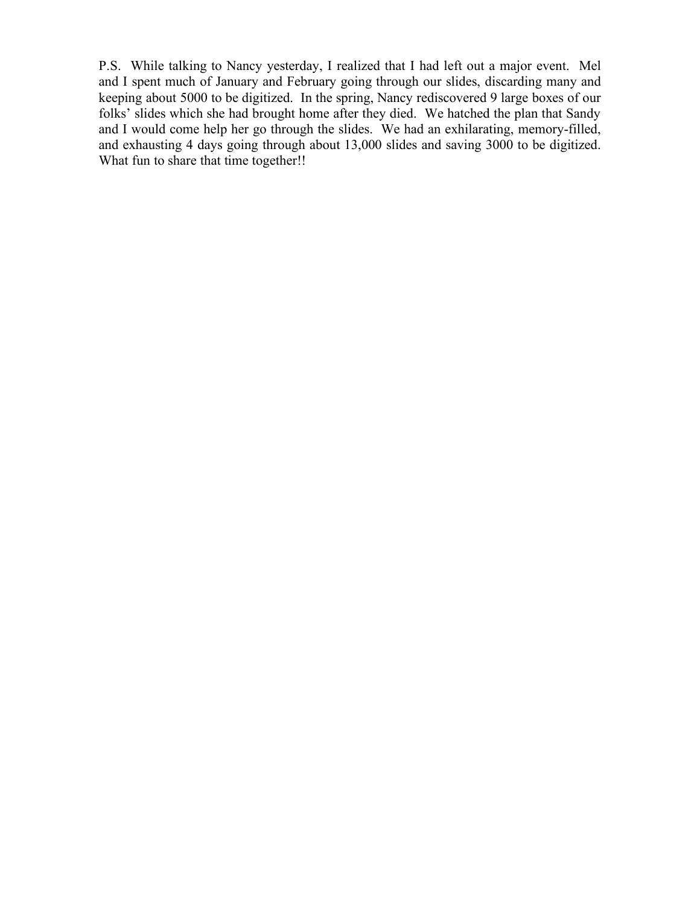P.S. While talking to Nancy yesterday, I realized that I had left out a major event. Mel and I spent much of January and February going through our slides, discarding many and keeping about 5000 to be digitized. In the spring, Nancy rediscovered 9 large boxes of our folks' slides which she had brought home after they died. We hatched the plan that Sandy and I would come help her go through the slides. We had an exhilarating, memory-filled, and exhausting 4 days going through about 13,000 slides and saving 3000 to be digitized. What fun to share that time together!!